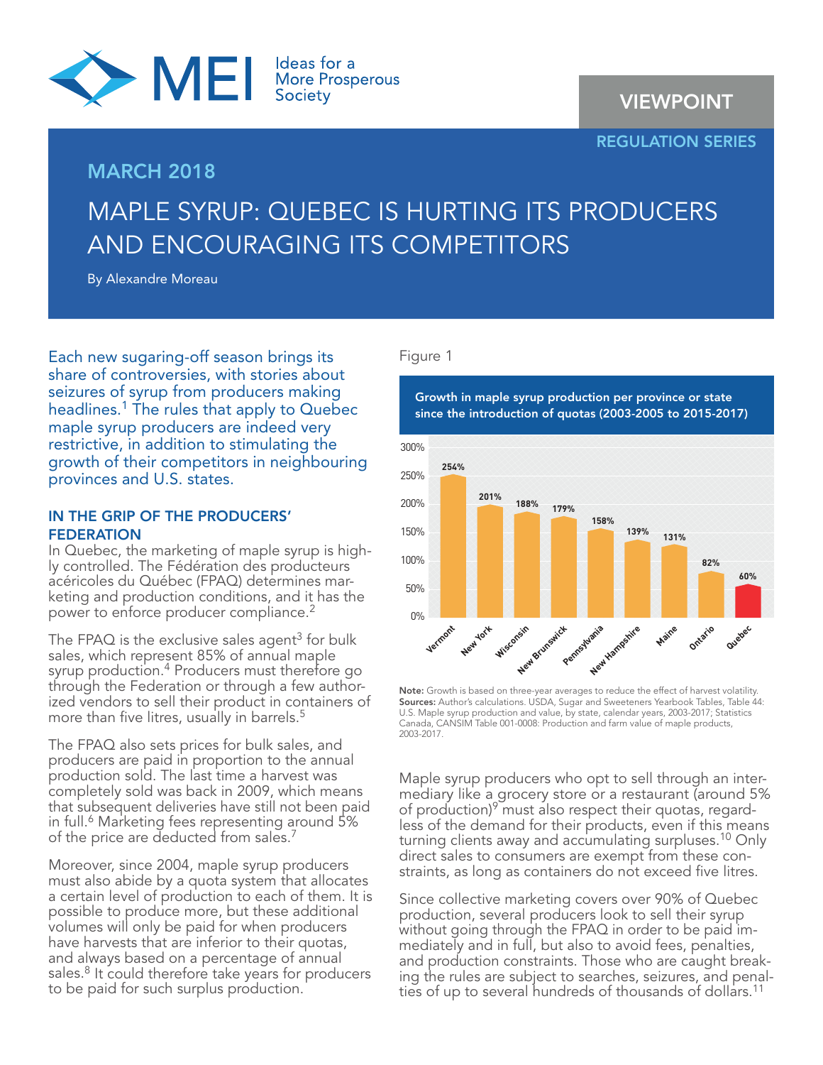MEI Ideas for a More Prosperous Society

VIEWPOINT

REGULATION SERIES

MARCH 2018

# MAPLE SYRUP: QUEBEC IS HURTING ITS PRODUCERS AND ENCOURAGING ITS COMPETITORS

By Alexandre Moreau

Each new sugaring-off season brings its share of controversies, with stories about seizures of syrup from producers making headlines.[1] The rules that apply to Quebec maple syrup producers are indeed very restrictive, in addition to stimulating the growth of their competitors in neighbouring provinces and U.S. states.

## IN THE GRIP OF THE PRODUCERS' FEDERATION

In Quebec, the marketing of maple syrup is highly controlled. The Fédération des producteurs acéricoles du Québec (FPAQ) determines marketing and production conditions, and it has the power to enforce producer compliance.[2]

The FPAQ is the exclusive sales agent[3] for bulk sales, which represent 85% of annual maple syrup production.[4] Producers must therefore go through the Federation or through a few authorized vendors to sell their product in containers of more than five litres, usually in barrels.[5]

The FPAQ also sets prices for bulk sales, and producers are paid in proportion to the annual production sold. The last time a harvest was completely sold was back in 2009, which means that subsequent deliveries have still not been paid in full.[6] Marketing fees representing around 5% of the price are deducted from sales.[7]

Moreover, since 2004, maple syrup producers must also abide by a quota system that allocates a certain level of production to each of them. It is possible to produce more, but these additional volumes will only be paid for when producers have harvests that are inferior to their quotas, and always based on a percentage of annual sales.[8] It could therefore take years for producers to be paid for such surplus production.

Figure 1

**Growth in maple syrup production per province or state since the introduction of quotas (2003-2005 to 2015-2017)**

| Province or state | Growth |
|---|---|
| Vermont | 254% |
| New York | 201% |
| Wisconsin | 188% |
| New Brunswick | 179% |
| Pennsylvania | 158% |
| New Hampshire | 139% |
| Maine | 131% |
| Ontario | 82% |
| Quebec | 60% |

**Note:** Growth is based on three-year averages to reduce the effect of harvest volatility.
**Sources:** Author's calculations. USDA, Sugar and Sweeteners Yearbook Tables, Table 44: U.S. Maple syrup production and value, by state, calendar years, 2003-2017; Statistics Canada, CANSIM Table 001-0008: Production and farm value of maple products, 2003-2017.

Maple syrup producers who opt to sell through an intermediary like a grocery store or a restaurant (around 5% of production)[9] must also respect their quotas, regardless of the demand for their products, even if this means turning clients away and accumulating surpluses.[10] Only direct sales to consumers are exempt from these constraints, as long as containers do not exceed five litres.

Since collective marketing covers over 90% of Quebec production, several producers look to sell their syrup without going through the FPAQ in order to be paid immediately and in full, but also to avoid fees, penalties, and production constraints. Those who are caught breaking the rules are subject to searches, seizures, and penalties of up to several hundreds of thousands of dollars.[11]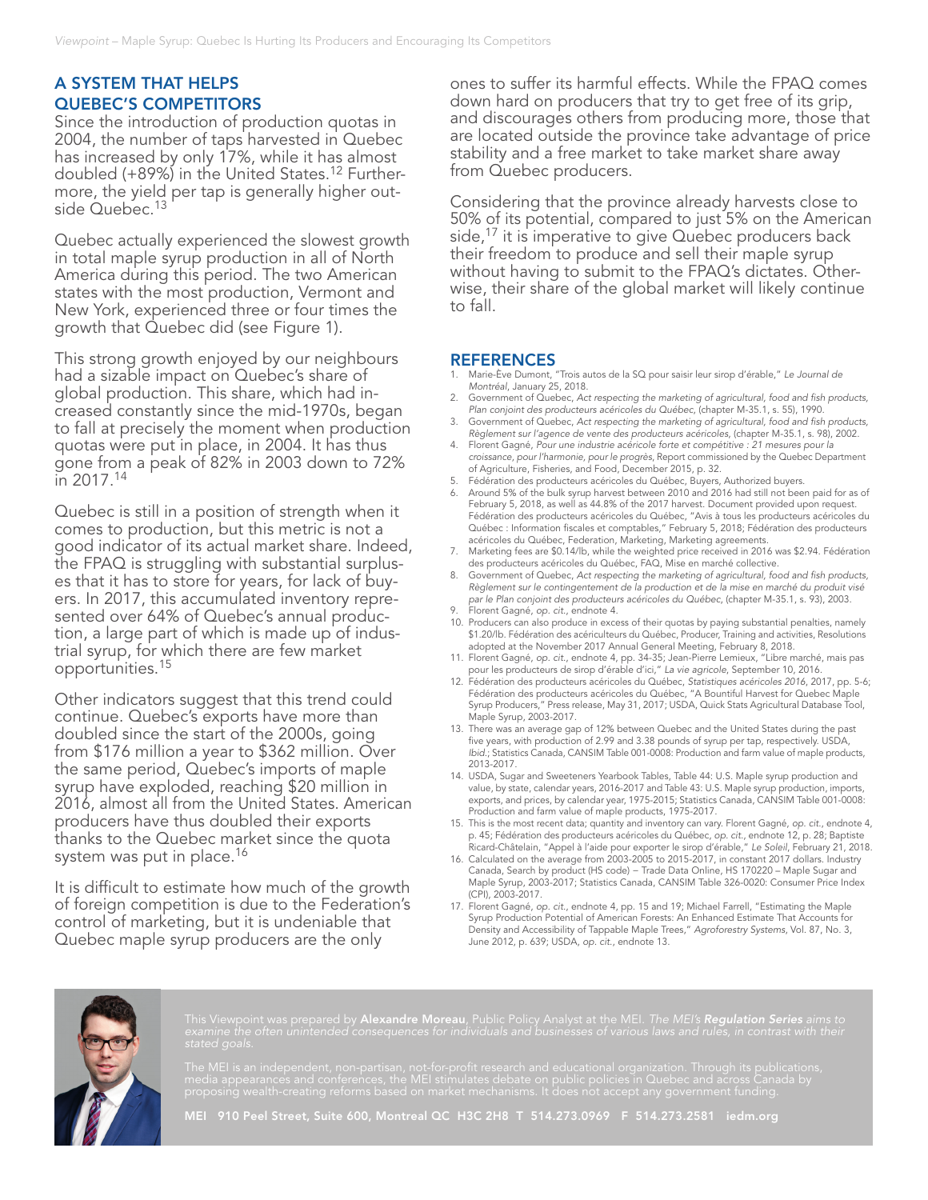## A SYSTEM THAT HELPS QUEBEC'S COMPETITORS

Since the introduction of production quotas in 2004, the number of taps harvested in Quebec has increased by only 17%, while it has almost doubled (+89%) in the United States.[12] Furthermore, the yield per tap is generally higher outside Quebec.[13]

Quebec actually experienced the slowest growth in total maple syrup production in all of North America during this period. The two American states with the most production, Vermont and New York, experienced three or four times the growth that Quebec did (see Figure 1).

This strong growth enjoyed by our neighbours had a sizable impact on Quebec's share of global production. This share, which had increased constantly since the mid-1970s, began to fall at precisely the moment when production quotas were put in place, in 2004. It has thus gone from a peak of 82% in 2003 down to 72% in 2017.[14]

Quebec is still in a position of strength when it comes to production, but this metric is not a good indicator of its actual market share. Indeed, the FPAQ is struggling with substantial surpluses that it has to store for years, for lack of buyers. In 2017, this accumulated inventory represented over 64% of Quebec's annual production, a large part of which is made up of industrial syrup, for which there are few market opportunities.[15]

Other indicators suggest that this trend could continue. Quebec's exports have more than doubled since the start of the 2000s, going from $176 million a year to $362 million. Over the same period, Quebec's imports of maple syrup have exploded, reaching $20 million in 2016, almost all from the United States. American producers have thus doubled their exports thanks to the Quebec market since the quota system was put in place.[16]

It is difficult to estimate how much of the growth of foreign competition is due to the Federation's control of marketing, but it is undeniable that Quebec maple syrup producers are the only ones to suffer its harmful effects. While the FPAQ comes down hard on producers that try to get free of its grip, and discourages others from producing more, those that are located outside the province take advantage of price stability and a free market to take market share away from Quebec producers.

Considering that the province already harvests close to 50% of its potential, compared to just 5% on the American side,[17] it is imperative to give Quebec producers back their freedom to produce and sell their maple syrup without having to submit to the FPAQ's dictates. Otherwise, their share of the global market will likely continue to fall.

## REFERENCES

1. Marie-Ève Dumont, "Trois autos de la SQ pour saisir leur sirop d'érable," *Le Journal de Montréal*, January 25, 2018.
2. Government of Quebec, *Act respecting the marketing of agricultural, food and fish products, Plan conjoint des producteurs acéricoles du Québec*, (chapter M-35.1, s. 55), 1990.
3. Government of Quebec, *Act respecting the marketing of agricultural, food and fish products, Règlement sur l'agence de vente des producteurs acéricoles*, (chapter M-35.1, s. 98), 2002.
4. Florent Gagné, *Pour une industrie acéricole forte et compétitive : 21 mesures pour la croissance, pour l'harmonie, pour le progrès*, Report commissioned by the Quebec Department of Agriculture, Fisheries, and Food, December 2015, p. 32.
5. Fédération des producteurs acéricoles du Québec, Buyers, Authorized buyers.
6. Around 5% of the bulk syrup harvest between 2010 and 2016 had still not been paid for as of February 5, 2018, as well as 44.8% of the 2017 harvest. Document provided upon request. Fédération des producteurs acéricoles du Québec, "Avis à tous les producteurs acéricoles du Québec : Information fiscales et comptables," February 5, 2018; Fédération des producteurs acéricoles du Québec, Federation, Marketing, Marketing agreements.
7. Marketing fees are $0.14/lb, while the weighted price received in 2016 was $2.94. Fédération des producteurs acéricoles du Québec, FAQ, Mise en marché collective.
8. Government of Quebec, *Act respecting the marketing of agricultural, food and fish products, Règlement sur le contingentement de la production et de la mise en marché du produit visé par le Plan conjoint des producteurs acéricoles du Québec*, (chapter M-35.1, s. 93), 2003.
9. Florent Gagné, *op. cit.*, endnote 4.
10. Producers can also produce in excess of their quotas by paying substantial penalties, namely $1.20/lb. Fédération des acériculteurs du Québec, Producer, Training and activities, Resolutions adopted at the November 2017 Annual General Meeting, February 8, 2018.
11. Florent Gagné, *op. cit.*, endnote 4, pp. 34-35; Jean-Pierre Lemieux, "Libre marché, mais pas pour les producteurs de sirop d'érable d'ici," *La vie agricole*, September 10, 2016.
12. Fédération des producteurs acéricoles du Québec, *Statistiques acéricoles 2016*, 2017, pp. 5-6; Fédération des producteurs acéricoles du Québec, "A Bountiful Harvest for Quebec Maple Syrup Producers," Press release, May 31, 2017; USDA, Quick Stats Agricultural Database Tool, Maple Syrup, 2003-2017.
13. There was an average gap of 12% between Quebec and the United States during the past five years, with production of 2.99 and 3.38 pounds of syrup per tap, respectively. USDA, *Ibid.*; Statistics Canada, CANSIM Table 001-0008: Production and farm value of maple products, 2013-2017.
14. USDA, Sugar and Sweeteners Yearbook Tables, Table 44: U.S. Maple syrup production and value, by state, calendar years, 2016-2017 and Table 43: U.S. Maple syrup production, imports, exports, and prices, by calendar year, 1975-2015; Statistics Canada, CANSIM Table 001-0008: Production and farm value of maple products, 1975-2017.
15. This is the most recent data; quantity and inventory can vary. Florent Gagné, *op. cit.*, endnote 4, p. 45; Fédération des producteurs acéricoles du Québec, *op. cit.*, endnote 12, p. 28; Baptiste Ricard-Châtelain, "Appel à l'aide pour exporter le sirop d'érable," *Le Soleil*, February 21, 2018.
16. Calculated on the average from 2003-2005 to 2015-2017, in constant 2017 dollars. Industry Canada, Search by product (HS code) – Trade Data Online, HS 170220 – Maple Sugar and Maple Syrup, 2003-2017; Statistics Canada, CANSIM Table 326-0020: Consumer Price Index (CPI), 2003-2017.
17. Florent Gagné, *op. cit.*, endnote 4, pp. 15 and 19; Michael Farrell, "Estimating the Maple Syrup Production Potential of American Forests: An Enhanced Estimate That Accounts for Density and Accessibility of Tappable Maple Trees," *Agroforestry Systems*, Vol. 87, No. 3, June 2012, p. 639; USDA, *op. cit.*, endnote 13.

This Viewpoint was prepared by **Alexandre Moreau**, Public Policy Analyst at the MEI. *The MEI's **Regulation Series** aims to examine the often unintended consequences for individuals and businesses of various laws and rules, in contrast with their stated goals.*

The MEI is an independent, non-partisan, not-for-profit research and educational organization. Through its publications, media appearances and conferences, the MEI stimulates debate on public policies in Quebec and across Canada by proposing wealth-creating reforms based on market mechanisms. It does not accept any government funding.

**MEI 910 Peel Street, Suite 600, Montreal QC H3C 2H8 T 514.273.0969 F 514.273.2581 iedm.org**